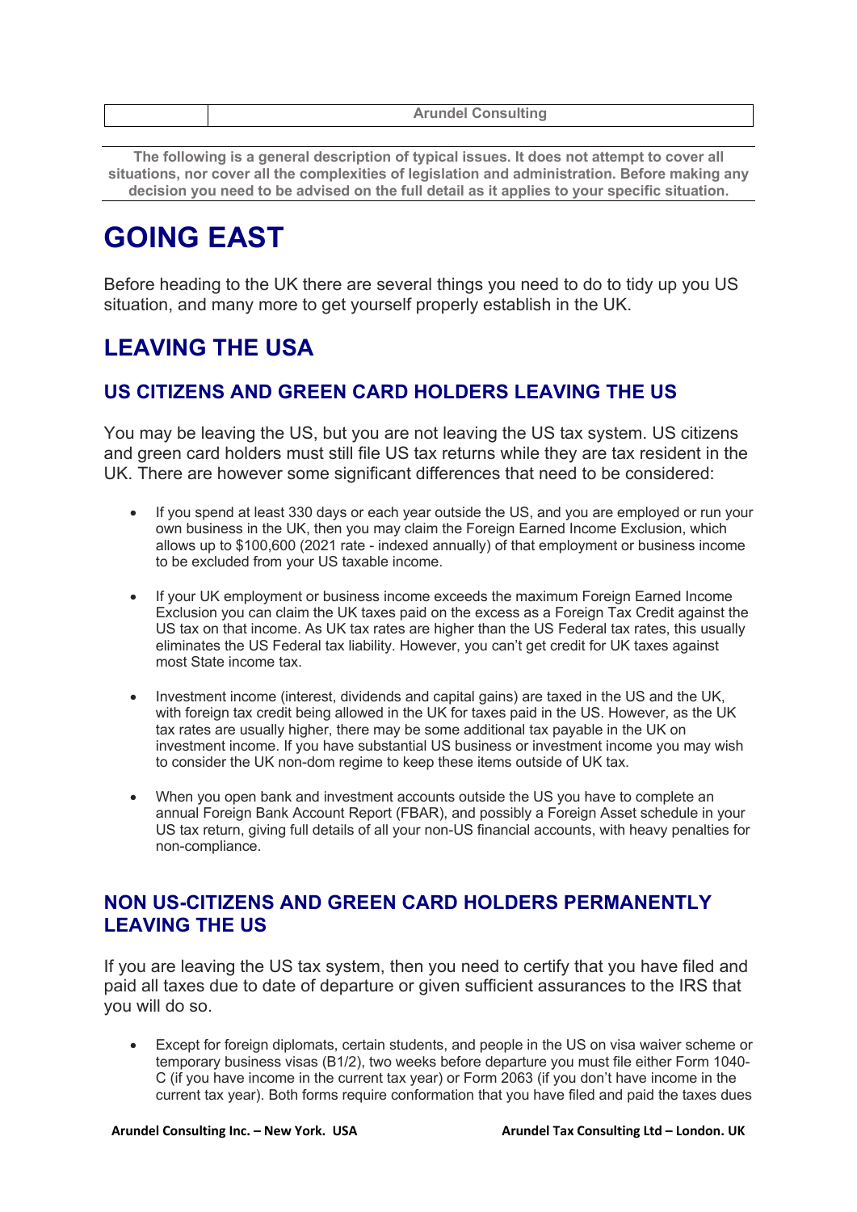| | Arundel Consulting |
|---|---|

**The following is a general description of typical issues. It does not attempt to cover all situations, nor cover all the complexities of legislation and administration. Before making any decision you need to be advised on the full detail as it applies to your specific situation.**

# GOING EAST

Before heading to the UK there are several things you need to do to tidy up you US situation, and many more to get yourself properly establish in the UK.

## LEAVING THE USA

### US CITIZENS AND GREEN CARD HOLDERS LEAVING THE US

You may be leaving the US, but you are not leaving the US tax system. US citizens and green card holders must still file US tax returns while they are tax resident in the UK. There are however some significant differences that need to be considered:

- If you spend at least 330 days or each year outside the US, and you are employed or run your own business in the UK, then you may claim the Foreign Earned Income Exclusion, which allows up to $100,600 (2021 rate - indexed annually) of that employment or business income to be excluded from your US taxable income.

- If your UK employment or business income exceeds the maximum Foreign Earned Income Exclusion you can claim the UK taxes paid on the excess as a Foreign Tax Credit against the US tax on that income. As UK tax rates are higher than the US Federal tax rates, this usually eliminates the US Federal tax liability. However, you can't get credit for UK taxes against most State income tax.

- Investment income (interest, dividends and capital gains) are taxed in the US and the UK, with foreign tax credit being allowed in the UK for taxes paid in the US. However, as the UK tax rates are usually higher, there may be some additional tax payable in the UK on investment income. If you have substantial US business or investment income you may wish to consider the UK non-dom regime to keep these items outside of UK tax.

- When you open bank and investment accounts outside the US you have to complete an annual Foreign Bank Account Report (FBAR), and possibly a Foreign Asset schedule in your US tax return, giving full details of all your non-US financial accounts, with heavy penalties for non-compliance.

### NON US-CITIZENS AND GREEN CARD HOLDERS PERMANENTLY LEAVING THE US

If you are leaving the US tax system, then you need to certify that you have filed and paid all taxes due to date of departure or given sufficient assurances to the IRS that you will do so.

- Except for foreign diplomats, certain students, and people in the US on visa waiver scheme or temporary business visas (B1/2), two weeks before departure you must file either Form 1040-C (if you have income in the current tax year) or Form 2063 (if you don't have income in the current tax year). Both forms require conformation that you have filed and paid the taxes dues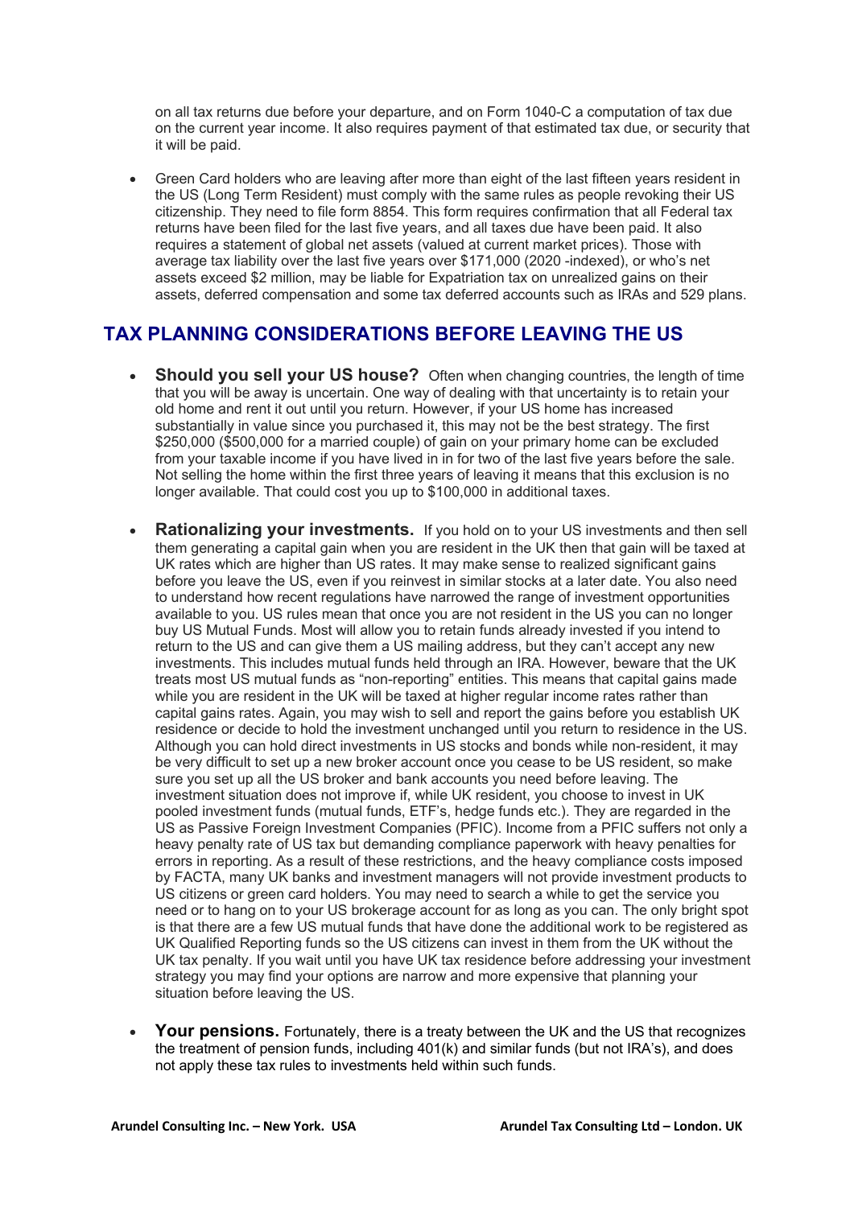on all tax returns due before your departure, and on Form 1040-C a computation of tax due on the current year income. It also requires payment of that estimated tax due, or security that it will be paid.

- Green Card holders who are leaving after more than eight of the last fifteen years resident in the US (Long Term Resident) must comply with the same rules as people revoking their US citizenship. They need to file form 8854. This form requires confirmation that all Federal tax returns have been filed for the last five years, and all taxes due have been paid. It also requires a statement of global net assets (valued at current market prices). Those with average tax liability over the last five years over $171,000 (2020 -indexed), or who's net assets exceed $2 million, may be liable for Expatriation tax on unrealized gains on their assets, deferred compensation and some tax deferred accounts such as IRAs and 529 plans.

## TAX PLANNING CONSIDERATIONS BEFORE LEAVING THE US

- **Should you sell your US house?** Often when changing countries, the length of time that you will be away is uncertain. One way of dealing with that uncertainty is to retain your old home and rent it out until you return. However, if your US home has increased substantially in value since you purchased it, this may not be the best strategy. The first $250,000 ($500,000 for a married couple) of gain on your primary home can be excluded from your taxable income if you have lived in in for two of the last five years before the sale. Not selling the home within the first three years of leaving it means that this exclusion is no longer available. That could cost you up to $100,000 in additional taxes.

- **Rationalizing your investments.** If you hold on to your US investments and then sell them generating a capital gain when you are resident in the UK then that gain will be taxed at UK rates which are higher than US rates. It may make sense to realized significant gains before you leave the US, even if you reinvest in similar stocks at a later date. You also need to understand how recent regulations have narrowed the range of investment opportunities available to you. US rules mean that once you are not resident in the US you can no longer buy US Mutual Funds. Most will allow you to retain funds already invested if you intend to return to the US and can give them a US mailing address, but they can't accept any new investments. This includes mutual funds held through an IRA. However, beware that the UK treats most US mutual funds as "non-reporting" entities. This means that capital gains made while you are resident in the UK will be taxed at higher regular income rates rather than capital gains rates. Again, you may wish to sell and report the gains before you establish UK residence or decide to hold the investment unchanged until you return to residence in the US. Although you can hold direct investments in US stocks and bonds while non-resident, it may be very difficult to set up a new broker account once you cease to be US resident, so make sure you set up all the US broker and bank accounts you need before leaving. The investment situation does not improve if, while UK resident, you choose to invest in UK pooled investment funds (mutual funds, ETF's, hedge funds etc.). They are regarded in the US as Passive Foreign Investment Companies (PFIC). Income from a PFIC suffers not only a heavy penalty rate of US tax but demanding compliance paperwork with heavy penalties for errors in reporting. As a result of these restrictions, and the heavy compliance costs imposed by FACTA, many UK banks and investment managers will not provide investment products to US citizens or green card holders. You may need to search a while to get the service you need or to hang on to your US brokerage account for as long as you can. The only bright spot is that there are a few US mutual funds that have done the additional work to be registered as UK Qualified Reporting funds so the US citizens can invest in them from the UK without the UK tax penalty. If you wait until you have UK tax residence before addressing your investment strategy you may find your options are narrow and more expensive that planning your situation before leaving the US.

- **Your pensions.** Fortunately, there is a treaty between the UK and the US that recognizes the treatment of pension funds, including 401(k) and similar funds (but not IRA's), and does not apply these tax rules to investments held within such funds.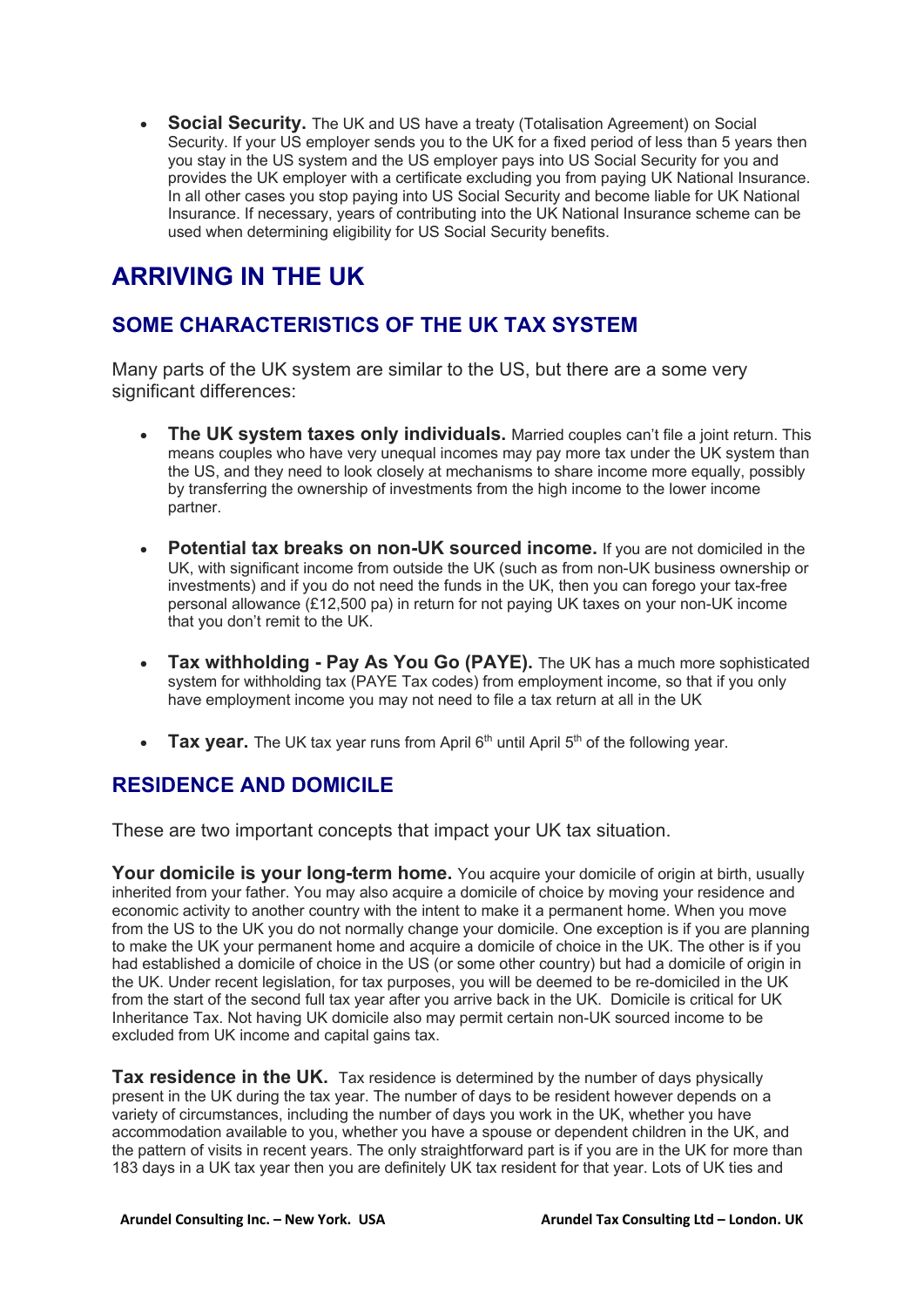- **Social Security.** The UK and US have a treaty (Totalisation Agreement) on Social Security. If your US employer sends you to the UK for a fixed period of less than 5 years then you stay in the US system and the US employer pays into US Social Security for you and provides the UK employer with a certificate excluding you from paying UK National Insurance. In all other cases you stop paying into US Social Security and become liable for UK National Insurance. If necessary, years of contributing into the UK National Insurance scheme can be used when determining eligibility for US Social Security benefits.

# ARRIVING IN THE UK

## SOME CHARACTERISTICS OF THE UK TAX SYSTEM

Many parts of the UK system are similar to the US, but there are a some very significant differences:

- **The UK system taxes only individuals.** Married couples can't file a joint return. This means couples who have very unequal incomes may pay more tax under the UK system than the US, and they need to look closely at mechanisms to share income more equally, possibly by transferring the ownership of investments from the high income to the lower income partner.

- **Potential tax breaks on non-UK sourced income.** If you are not domiciled in the UK, with significant income from outside the UK (such as from non-UK business ownership or investments) and if you do not need the funds in the UK, then you can forego your tax-free personal allowance (£12,500 pa) in return for not paying UK taxes on your non-UK income that you don't remit to the UK.

- **Tax withholding - Pay As You Go (PAYE).** The UK has a much more sophisticated system for withholding tax (PAYE Tax codes) from employment income, so that if you only have employment income you may not need to file a tax return at all in the UK

- **Tax year.** The UK tax year runs from April 6th until April 5th of the following year.

## RESIDENCE AND DOMICILE

These are two important concepts that impact your UK tax situation.

**Your domicile is your long-term home.** You acquire your domicile of origin at birth, usually inherited from your father. You may also acquire a domicile of choice by moving your residence and economic activity to another country with the intent to make it a permanent home. When you move from the US to the UK you do not normally change your domicile. One exception is if you are planning to make the UK your permanent home and acquire a domicile of choice in the UK. The other is if you had established a domicile of choice in the US (or some other country) but had a domicile of origin in the UK. Under recent legislation, for tax purposes, you will be deemed to be re-domiciled in the UK from the start of the second full tax year after you arrive back in the UK. Domicile is critical for UK Inheritance Tax. Not having UK domicile also may permit certain non-UK sourced income to be excluded from UK income and capital gains tax.

**Tax residence in the UK.** Tax residence is determined by the number of days physically present in the UK during the tax year. The number of days to be resident however depends on a variety of circumstances, including the number of days you work in the UK, whether you have accommodation available to you, whether you have a spouse or dependent children in the UK, and the pattern of visits in recent years. The only straightforward part is if you are in the UK for more than 183 days in a UK tax year then you are definitely UK tax resident for that year. Lots of UK ties and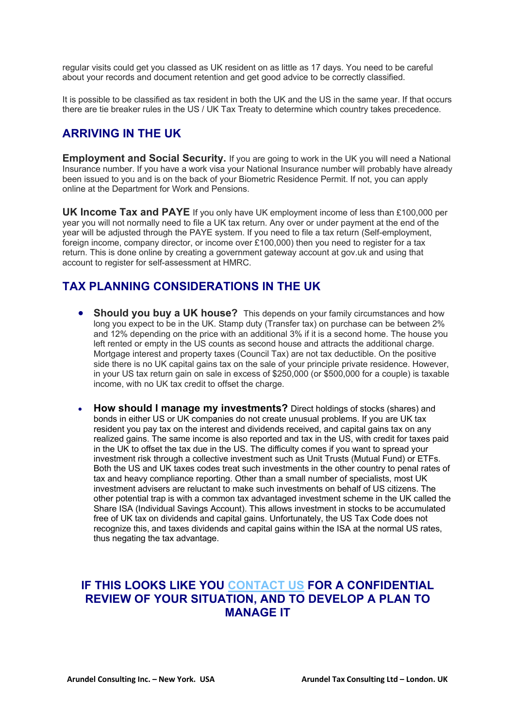regular visits could get you classed as UK resident on as little as 17 days. You need to be careful about your records and document retention and get good advice to be correctly classified.

It is possible to be classified as tax resident in both the UK and the US in the same year. If that occurs there are tie breaker rules in the US / UK Tax Treaty to determine which country takes precedence.

## ARRIVING IN THE UK

**Employment and Social Security.** If you are going to work in the UK you will need a National Insurance number. If you have a work visa your National Insurance number will probably have already been issued to you and is on the back of your Biometric Residence Permit. If not, you can apply online at the Department for Work and Pensions.

**UK Income Tax and PAYE** If you only have UK employment income of less than £100,000 per year you will not normally need to file a UK tax return. Any over or under payment at the end of the year will be adjusted through the PAYE system. If you need to file a tax return (Self-employment, foreign income, company director, or income over £100,000) then you need to register for a tax return. This is done online by creating a government gateway account at gov.uk and using that account to register for self-assessment at HMRC.

## TAX PLANNING CONSIDERATIONS IN THE UK

- **Should you buy a UK house?** This depends on your family circumstances and how long you expect to be in the UK. Stamp duty (Transfer tax) on purchase can be between 2% and 12% depending on the price with an additional 3% if it is a second home. The house you left rented or empty in the US counts as second house and attracts the additional charge. Mortgage interest and property taxes (Council Tax) are not tax deductible. On the positive side there is no UK capital gains tax on the sale of your principle private residence. However, in your US tax return gain on sale in excess of $250,000 (or $500,000 for a couple) is taxable income, with no UK tax credit to offset the charge.

- **How should I manage my investments?** Direct holdings of stocks (shares) and bonds in either US or UK companies do not create unusual problems. If you are UK tax resident you pay tax on the interest and dividends received, and capital gains tax on any realized gains. The same income is also reported and tax in the US, with credit for taxes paid in the UK to offset the tax due in the US. The difficulty comes if you want to spread your investment risk through a collective investment such as Unit Trusts (Mutual Fund) or ETFs. Both the US and UK taxes codes treat such investments in the other country to penal rates of tax and heavy compliance reporting. Other than a small number of specialists, most UK investment advisers are reluctant to make such investments on behalf of US citizens. The other potential trap is with a common tax advantaged investment scheme in the UK called the Share ISA (Individual Savings Account). This allows investment in stocks to be accumulated free of UK tax on dividends and capital gains. Unfortunately, the US Tax Code does not recognize this, and taxes dividends and capital gains within the ISA at the normal US rates, thus negating the tax advantage.

**IF THIS LOOKS LIKE YOU CONTACT US FOR A CONFIDENTIAL REVIEW OF YOUR SITUATION, AND TO DEVELOP A PLAN TO MANAGE IT**

**Arundel Consulting Inc. – New York. USA** **Arundel Tax Consulting Ltd – London. UK**